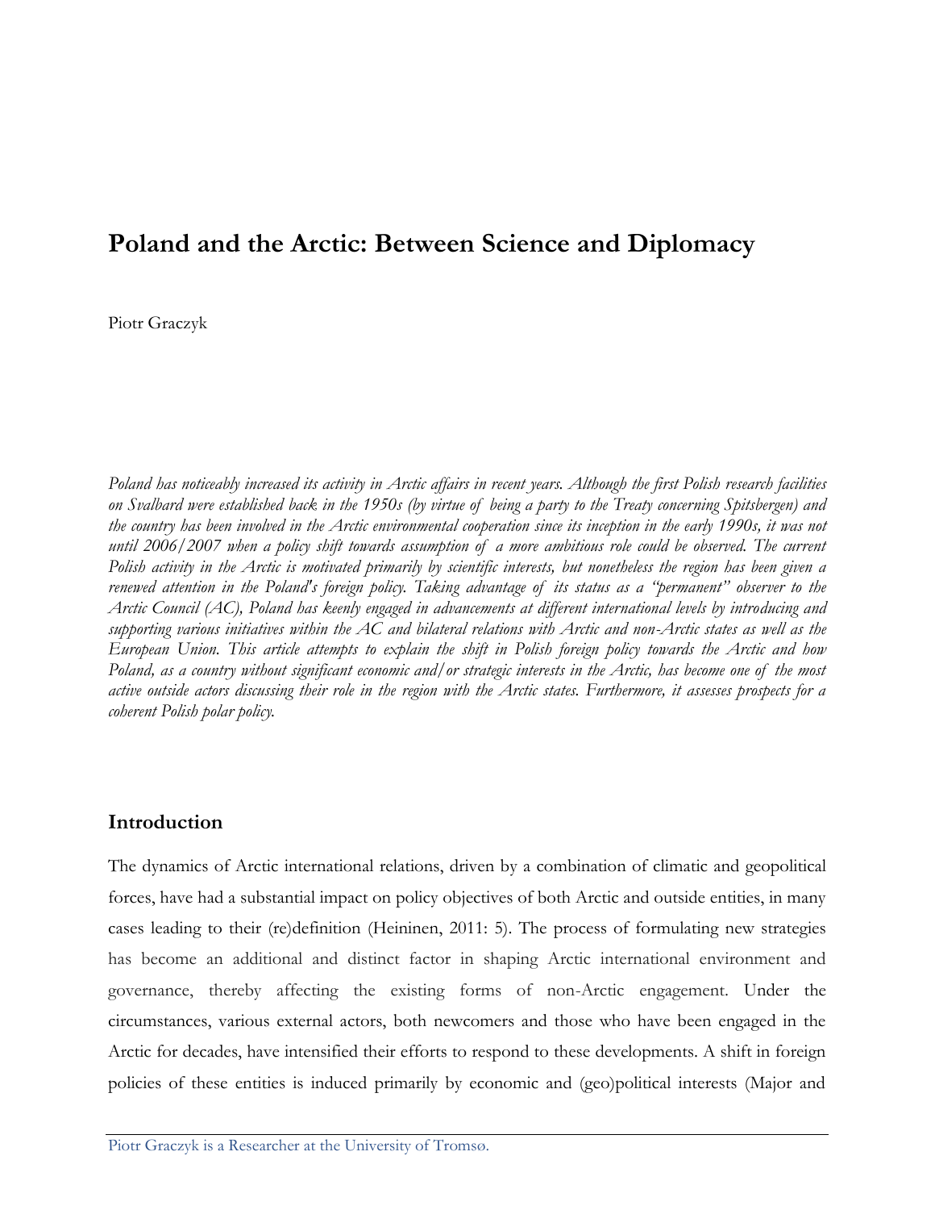# Poland and the Arctic: Between Science and Diplomacy

Piotr Graczyk

*Poland has noticeably increased its activity in Arctic affairs in recent years. Although the first Polish research facilities on Svalbard were established back in the 1950s (by virtue of being a party to the Treaty concerning Spitsbergen) and the country has been involved in the Arctic environmental cooperation since its inception in the early 1990s, it was not until 2006/2007 when a policy shift towards assumption of a more ambitious role could be observed. The current Polish activity in the Arctic is motivated primarily by scientific interests, but nonetheless the region has been given a renewed attention in the Poland's foreign policy. Taking advantage of its status as a "permanent" observer to the Arctic Council (AC), Poland has keenly engaged in advancements at different international levels by introducing and supporting various initiatives within the AC and bilateral relations with Arctic and non-Arctic states as well as the European Union. This article attempts to explain the shift in Polish foreign policy towards the Arctic and how Poland, as a country without significant economic and/or strategic interests in the Arctic, has become one of the most active outside actors discussing their role in the region with the Arctic states. Furthermore, it assesses prospects for a coherent Polish polar policy.*

## Introduction

The dynamics of Arctic international relations, driven by a combination of climatic and geopolitical forces, have had a substantial impact on policy objectives of both Arctic and outside entities, in many cases leading to their (re)definition (Heininen, 2011: 5). The process of formulating new strategies has become an additional and distinct factor in shaping Arctic international environment and governance, thereby affecting the existing forms of non-Arctic engagement. Under the circumstances, various external actors, both newcomers and those who have been engaged in the Arctic for decades, have intensified their efforts to respond to these developments. A shift in foreign policies of these entities is induced primarily by economic and (geo)political interests (Major and

Piotr Graczyk is a Researcher at the University of Tromsø.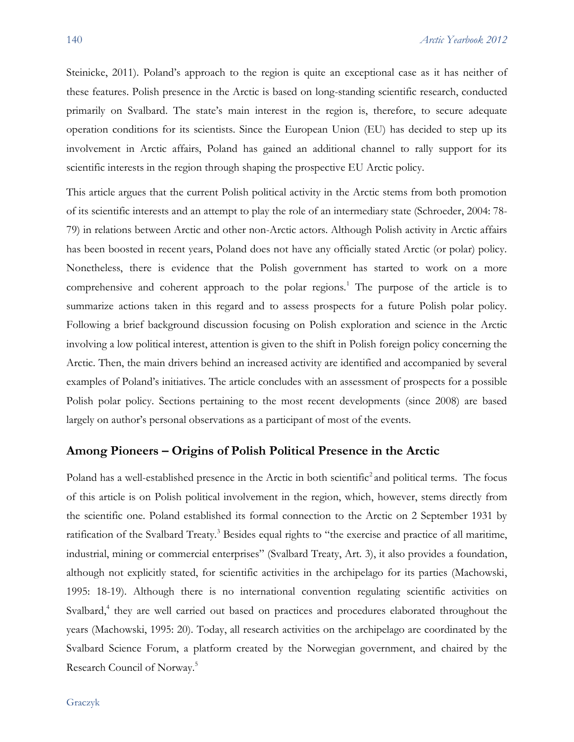Steinicke, 2011). Poland's approach to the region is quite an exceptional case as it has neither of these features. Polish presence in the Arctic is based on long-standing scientific research, conducted primarily on Svalbard. The state's main interest in the region is, therefore, to secure adequate operation conditions for its scientists. Since the European Union (EU) has decided to step up its involvement in Arctic affairs, Poland has gained an additional channel to rally support for its scientific interests in the region through shaping the prospective EU Arctic policy.

This article argues that the current Polish political activity in the Arctic stems from both promotion of its scientific interests and an attempt to play the role of an intermediary state (Schroeder, 2004: 78-79) in relations between Arctic and other non-Arctic actors. Although Polish activity in Arctic affairs has been boosted in recent years, Poland does not have any officially stated Arctic (or polar) policy. Nonetheless, there is evidence that the Polish government has started to work on a more comprehensive and coherent approach to the polar regions.[1] The purpose of the article is to summarize actions taken in this regard and to assess prospects for a future Polish polar policy. Following a brief background discussion focusing on Polish exploration and science in the Arctic involving a low political interest, attention is given to the shift in Polish foreign policy concerning the Arctic. Then, the main drivers behind an increased activity are identified and accompanied by several examples of Poland's initiatives. The article concludes with an assessment of prospects for a possible Polish polar policy. Sections pertaining to the most recent developments (since 2008) are based largely on author's personal observations as a participant of most of the events.

## Among Pioneers – Origins of Polish Political Presence in the Arctic

Poland has a well-established presence in the Arctic in both scientific[2] and political terms. The focus of this article is on Polish political involvement in the region, which, however, stems directly from the scientific one. Poland established its formal connection to the Arctic on 2 September 1931 by ratification of the Svalbard Treaty.[3] Besides equal rights to "the exercise and practice of all maritime, industrial, mining or commercial enterprises" (Svalbard Treaty, Art. 3), it also provides a foundation, although not explicitly stated, for scientific activities in the archipelago for its parties (Machowski, 1995: 18-19). Although there is no international convention regulating scientific activities on Svalbard,[4] they are well carried out based on practices and procedures elaborated throughout the years (Machowski, 1995: 20). Today, all research activities on the archipelago are coordinated by the Svalbard Science Forum, a platform created by the Norwegian government, and chaired by the Research Council of Norway.[5]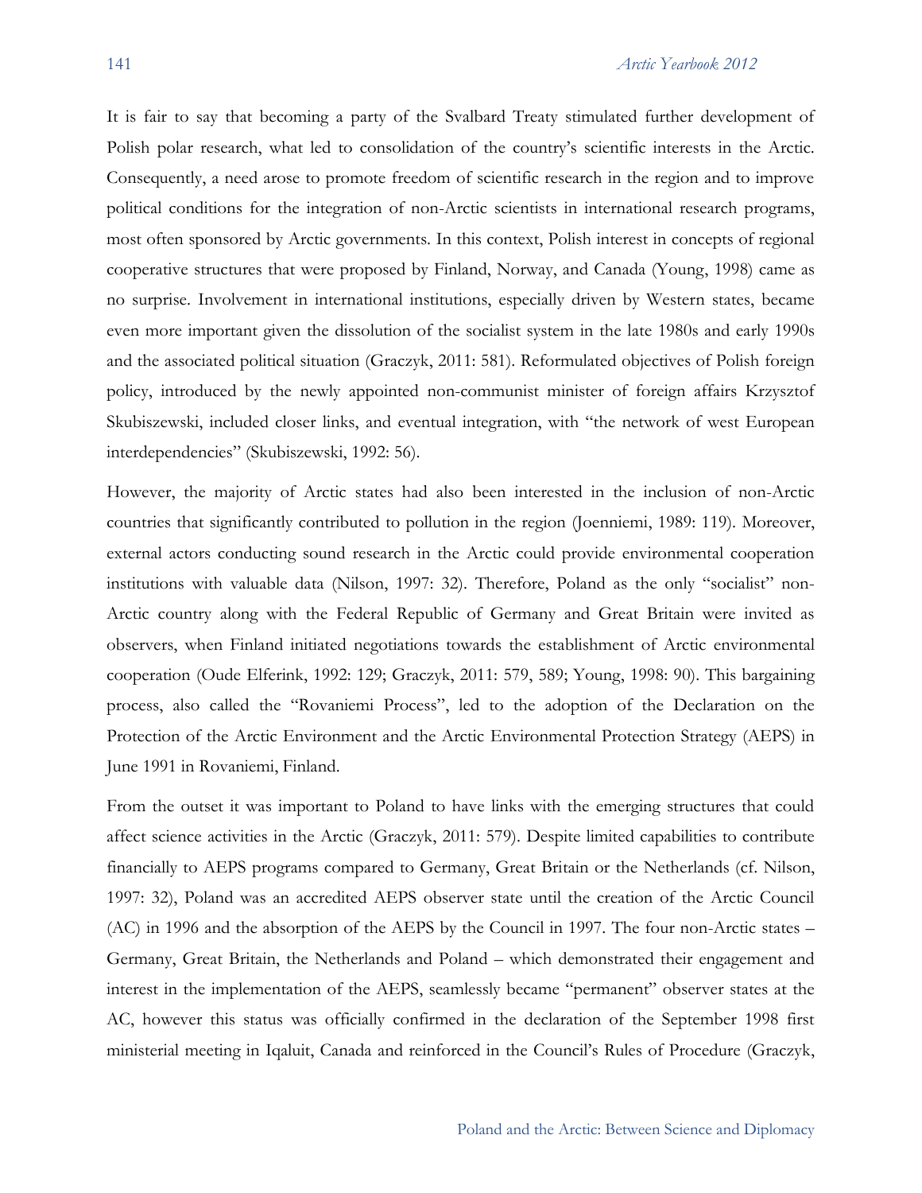It is fair to say that becoming a party of the Svalbard Treaty stimulated further development of Polish polar research, what led to consolidation of the country's scientific interests in the Arctic. Consequently, a need arose to promote freedom of scientific research in the region and to improve political conditions for the integration of non-Arctic scientists in international research programs, most often sponsored by Arctic governments. In this context, Polish interest in concepts of regional cooperative structures that were proposed by Finland, Norway, and Canada (Young, 1998) came as no surprise. Involvement in international institutions, especially driven by Western states, became even more important given the dissolution of the socialist system in the late 1980s and early 1990s and the associated political situation (Graczyk, 2011: 581). Reformulated objectives of Polish foreign policy, introduced by the newly appointed non-communist minister of foreign affairs Krzysztof Skubiszewski, included closer links, and eventual integration, with "the network of west European interdependencies" (Skubiszewski, 1992: 56).

However, the majority of Arctic states had also been interested in the inclusion of non-Arctic countries that significantly contributed to pollution in the region (Joenniemi, 1989: 119). Moreover, external actors conducting sound research in the Arctic could provide environmental cooperation institutions with valuable data (Nilson, 1997: 32). Therefore, Poland as the only "socialist" non-Arctic country along with the Federal Republic of Germany and Great Britain were invited as observers, when Finland initiated negotiations towards the establishment of Arctic environmental cooperation (Oude Elferink, 1992: 129; Graczyk, 2011: 579, 589; Young, 1998: 90). This bargaining process, also called the "Rovaniemi Process", led to the adoption of the Declaration on the Protection of the Arctic Environment and the Arctic Environmental Protection Strategy (AEPS) in June 1991 in Rovaniemi, Finland.

From the outset it was important to Poland to have links with the emerging structures that could affect science activities in the Arctic (Graczyk, 2011: 579). Despite limited capabilities to contribute financially to AEPS programs compared to Germany, Great Britain or the Netherlands (cf. Nilson, 1997: 32), Poland was an accredited AEPS observer state until the creation of the Arctic Council (AC) in 1996 and the absorption of the AEPS by the Council in 1997. The four non-Arctic states – Germany, Great Britain, the Netherlands and Poland – which demonstrated their engagement and interest in the implementation of the AEPS, seamlessly became "permanent" observer states at the AC, however this status was officially confirmed in the declaration of the September 1998 first ministerial meeting in Iqaluit, Canada and reinforced in the Council's Rules of Procedure (Graczyk,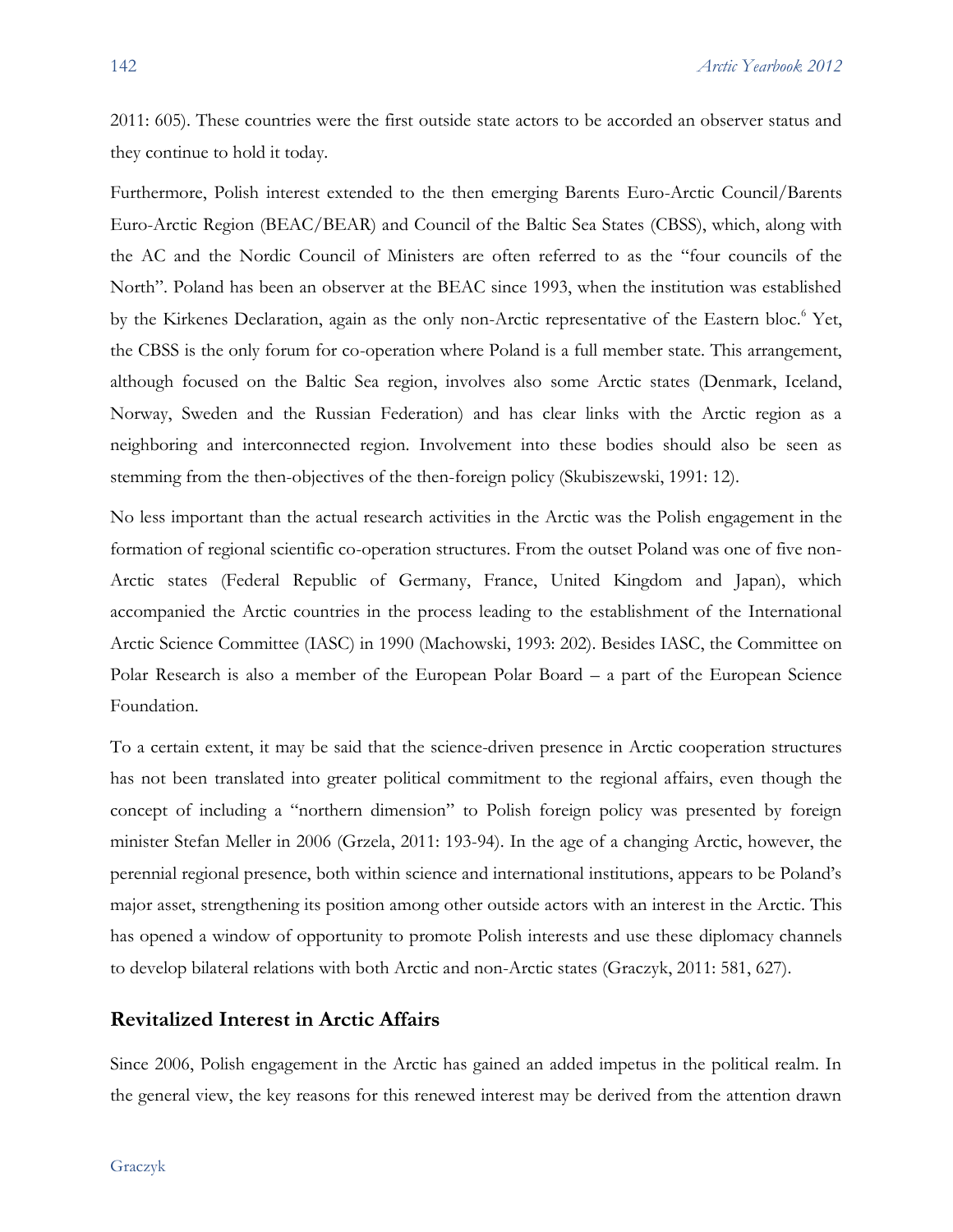2011: 605). These countries were the first outside state actors to be accorded an observer status and they continue to hold it today.

Furthermore, Polish interest extended to the then emerging Barents Euro-Arctic Council/Barents Euro-Arctic Region (BEAC/BEAR) and Council of the Baltic Sea States (CBSS), which, along with the AC and the Nordic Council of Ministers are often referred to as the "four councils of the North". Poland has been an observer at the BEAC since 1993, when the institution was established by the Kirkenes Declaration, again as the only non-Arctic representative of the Eastern bloc.[6] Yet, the CBSS is the only forum for co-operation where Poland is a full member state. This arrangement, although focused on the Baltic Sea region, involves also some Arctic states (Denmark, Iceland, Norway, Sweden and the Russian Federation) and has clear links with the Arctic region as a neighboring and interconnected region. Involvement into these bodies should also be seen as stemming from the then-objectives of the then-foreign policy (Skubiszewski, 1991: 12).

No less important than the actual research activities in the Arctic was the Polish engagement in the formation of regional scientific co-operation structures. From the outset Poland was one of five non-Arctic states (Federal Republic of Germany, France, United Kingdom and Japan), which accompanied the Arctic countries in the process leading to the establishment of the International Arctic Science Committee (IASC) in 1990 (Machowski, 1993: 202). Besides IASC, the Committee on Polar Research is also a member of the European Polar Board – a part of the European Science Foundation.

To a certain extent, it may be said that the science-driven presence in Arctic cooperation structures has not been translated into greater political commitment to the regional affairs, even though the concept of including a "northern dimension" to Polish foreign policy was presented by foreign minister Stefan Meller in 2006 (Grzela, 2011: 193-94). In the age of a changing Arctic, however, the perennial regional presence, both within science and international institutions, appears to be Poland's major asset, strengthening its position among other outside actors with an interest in the Arctic. This has opened a window of opportunity to promote Polish interests and use these diplomacy channels to develop bilateral relations with both Arctic and non-Arctic states (Graczyk, 2011: 581, 627).

## Revitalized Interest in Arctic Affairs

Since 2006, Polish engagement in the Arctic has gained an added impetus in the political realm. In the general view, the key reasons for this renewed interest may be derived from the attention drawn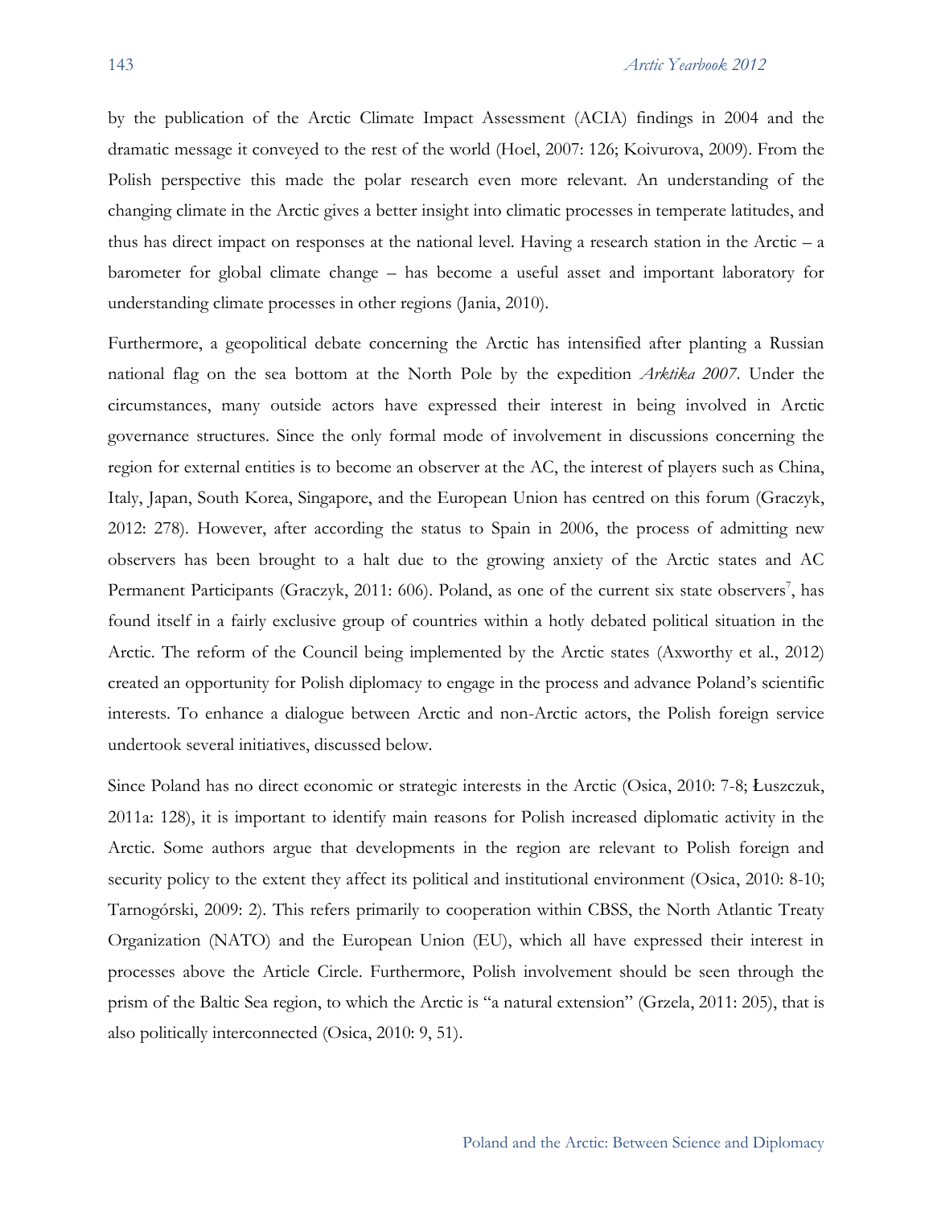by the publication of the Arctic Climate Impact Assessment (ACIA) findings in 2004 and the dramatic message it conveyed to the rest of the world (Hoel, 2007: 126; Koivurova, 2009). From the Polish perspective this made the polar research even more relevant. An understanding of the changing climate in the Arctic gives a better insight into climatic processes in temperate latitudes, and thus has direct impact on responses at the national level. Having a research station in the Arctic – a barometer for global climate change – has become a useful asset and important laboratory for understanding climate processes in other regions (Jania, 2010).

Furthermore, a geopolitical debate concerning the Arctic has intensified after planting a Russian national flag on the sea bottom at the North Pole by the expedition *Arktika 2007*. Under the circumstances, many outside actors have expressed their interest in being involved in Arctic governance structures. Since the only formal mode of involvement in discussions concerning the region for external entities is to become an observer at the AC, the interest of players such as China, Italy, Japan, South Korea, Singapore, and the European Union has centred on this forum (Graczyk, 2012: 278). However, after according the status to Spain in 2006, the process of admitting new observers has been brought to a halt due to the growing anxiety of the Arctic states and AC Permanent Participants (Graczyk, 2011: 606). Poland, as one of the current six state observers[7], has found itself in a fairly exclusive group of countries within a hotly debated political situation in the Arctic. The reform of the Council being implemented by the Arctic states (Axworthy et al., 2012) created an opportunity for Polish diplomacy to engage in the process and advance Poland's scientific interests. To enhance a dialogue between Arctic and non-Arctic actors, the Polish foreign service undertook several initiatives, discussed below.

Since Poland has no direct economic or strategic interests in the Arctic (Osica, 2010: 7-8; Łuszczuk, 2011a: 128), it is important to identify main reasons for Polish increased diplomatic activity in the Arctic. Some authors argue that developments in the region are relevant to Polish foreign and security policy to the extent they affect its political and institutional environment (Osica, 2010: 8-10; Tarnogórski, 2009: 2). This refers primarily to cooperation within CBSS, the North Atlantic Treaty Organization (NATO) and the European Union (EU), which all have expressed their interest in processes above the Article Circle. Furthermore, Polish involvement should be seen through the prism of the Baltic Sea region, to which the Arctic is "a natural extension" (Grzela, 2011: 205), that is also politically interconnected (Osica, 2010: 9, 51).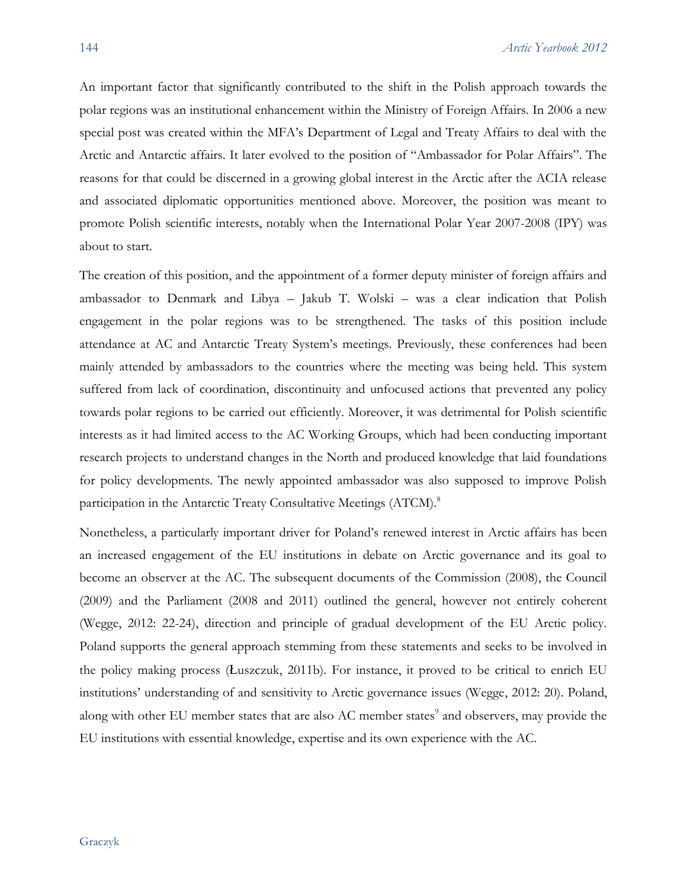An important factor that significantly contributed to the shift in the Polish approach towards the polar regions was an institutional enhancement within the Ministry of Foreign Affairs. In 2006 a new special post was created within the MFA's Department of Legal and Treaty Affairs to deal with the Arctic and Antarctic affairs. It later evolved to the position of "Ambassador for Polar Affairs". The reasons for that could be discerned in a growing global interest in the Arctic after the ACIA release and associated diplomatic opportunities mentioned above. Moreover, the position was meant to promote Polish scientific interests, notably when the International Polar Year 2007-2008 (IPY) was about to start.

The creation of this position, and the appointment of a former deputy minister of foreign affairs and ambassador to Denmark and Libya – Jakub T. Wolski – was a clear indication that Polish engagement in the polar regions was to be strengthened. The tasks of this position include attendance at AC and Antarctic Treaty System's meetings. Previously, these conferences had been mainly attended by ambassadors to the countries where the meeting was being held. This system suffered from lack of coordination, discontinuity and unfocused actions that prevented any policy towards polar regions to be carried out efficiently. Moreover, it was detrimental for Polish scientific interests as it had limited access to the AC Working Groups, which had been conducting important research projects to understand changes in the North and produced knowledge that laid foundations for policy developments. The newly appointed ambassador was also supposed to improve Polish participation in the Antarctic Treaty Consultative Meetings (ATCM).[8]

Nonetheless, a particularly important driver for Poland's renewed interest in Arctic affairs has been an increased engagement of the EU institutions in debate on Arctic governance and its goal to become an observer at the AC. The subsequent documents of the Commission (2008), the Council (2009) and the Parliament (2008 and 2011) outlined the general, however not entirely coherent (Wegge, 2012: 22-24), direction and principle of gradual development of the EU Arctic policy. Poland supports the general approach stemming from these statements and seeks to be involved in the policy making process (Łuszczuk, 2011b). For instance, it proved to be critical to enrich EU institutions' understanding of and sensitivity to Arctic governance issues (Wegge, 2012: 20). Poland, along with other EU member states that are also AC member states[9] and observers, may provide the EU institutions with essential knowledge, expertise and its own experience with the AC.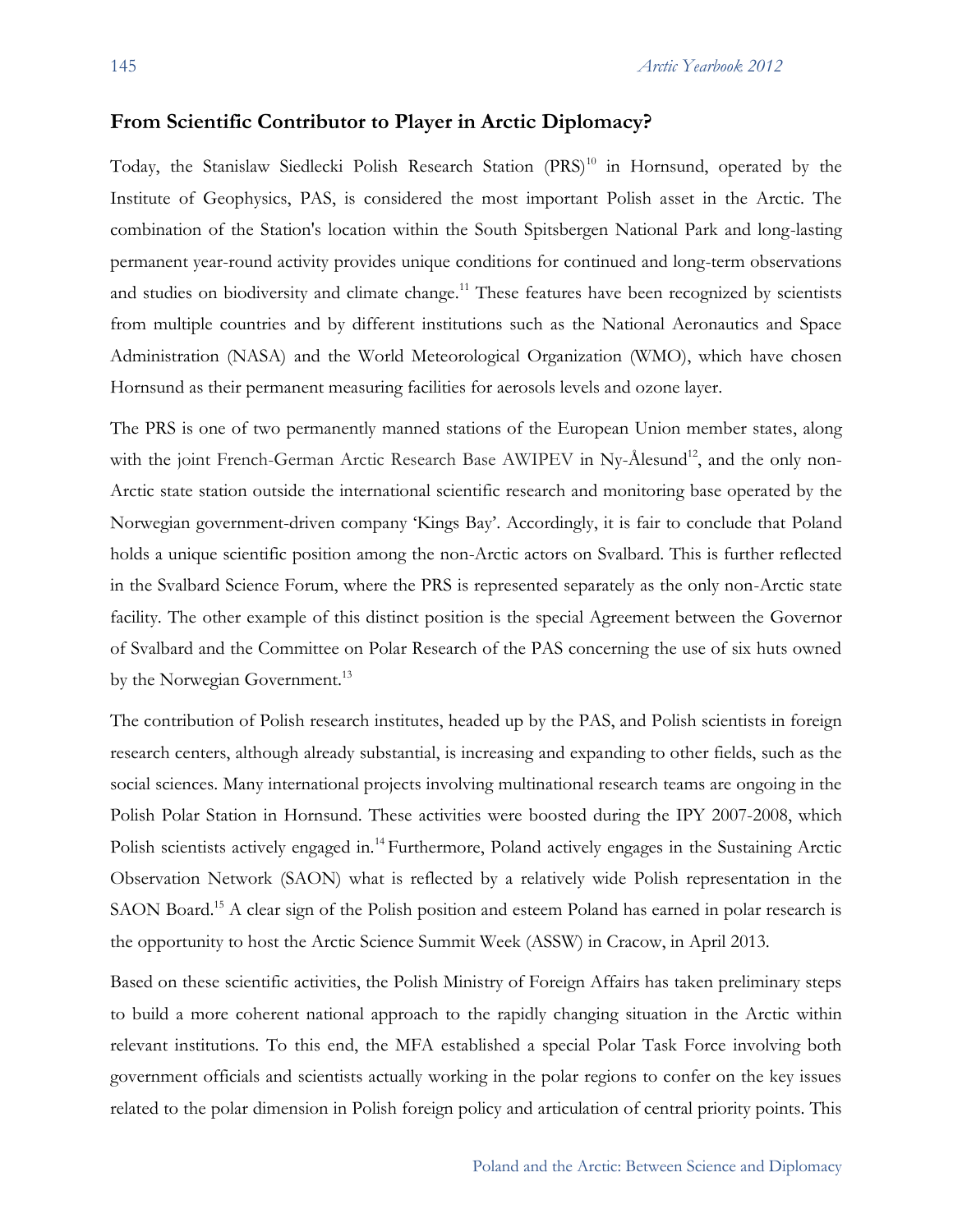## From Scientific Contributor to Player in Arctic Diplomacy?

Today, the Stanislaw Siedlecki Polish Research Station (PRS)[10] in Hornsund, operated by the Institute of Geophysics, PAS, is considered the most important Polish asset in the Arctic. The combination of the Station's location within the South Spitsbergen National Park and long-lasting permanent year-round activity provides unique conditions for continued and long-term observations and studies on biodiversity and climate change.[11] These features have been recognized by scientists from multiple countries and by different institutions such as the National Aeronautics and Space Administration (NASA) and the World Meteorological Organization (WMO), which have chosen Hornsund as their permanent measuring facilities for aerosols levels and ozone layer.

The PRS is one of two permanently manned stations of the European Union member states, along with the joint French-German Arctic Research Base AWIPEV in Ny-Ålesund[12], and the only non-Arctic state station outside the international scientific research and monitoring base operated by the Norwegian government-driven company 'Kings Bay'. Accordingly, it is fair to conclude that Poland holds a unique scientific position among the non-Arctic actors on Svalbard. This is further reflected in the Svalbard Science Forum, where the PRS is represented separately as the only non-Arctic state facility. The other example of this distinct position is the special Agreement between the Governor of Svalbard and the Committee on Polar Research of the PAS concerning the use of six huts owned by the Norwegian Government.[13]

The contribution of Polish research institutes, headed up by the PAS, and Polish scientists in foreign research centers, although already substantial, is increasing and expanding to other fields, such as the social sciences. Many international projects involving multinational research teams are ongoing in the Polish Polar Station in Hornsund. These activities were boosted during the IPY 2007-2008, which Polish scientists actively engaged in.[14] Furthermore, Poland actively engages in the Sustaining Arctic Observation Network (SAON) what is reflected by a relatively wide Polish representation in the SAON Board.[15] A clear sign of the Polish position and esteem Poland has earned in polar research is the opportunity to host the Arctic Science Summit Week (ASSW) in Cracow, in April 2013.

Based on these scientific activities, the Polish Ministry of Foreign Affairs has taken preliminary steps to build a more coherent national approach to the rapidly changing situation in the Arctic within relevant institutions. To this end, the MFA established a special Polar Task Force involving both government officials and scientists actually working in the polar regions to confer on the key issues related to the polar dimension in Polish foreign policy and articulation of central priority points. This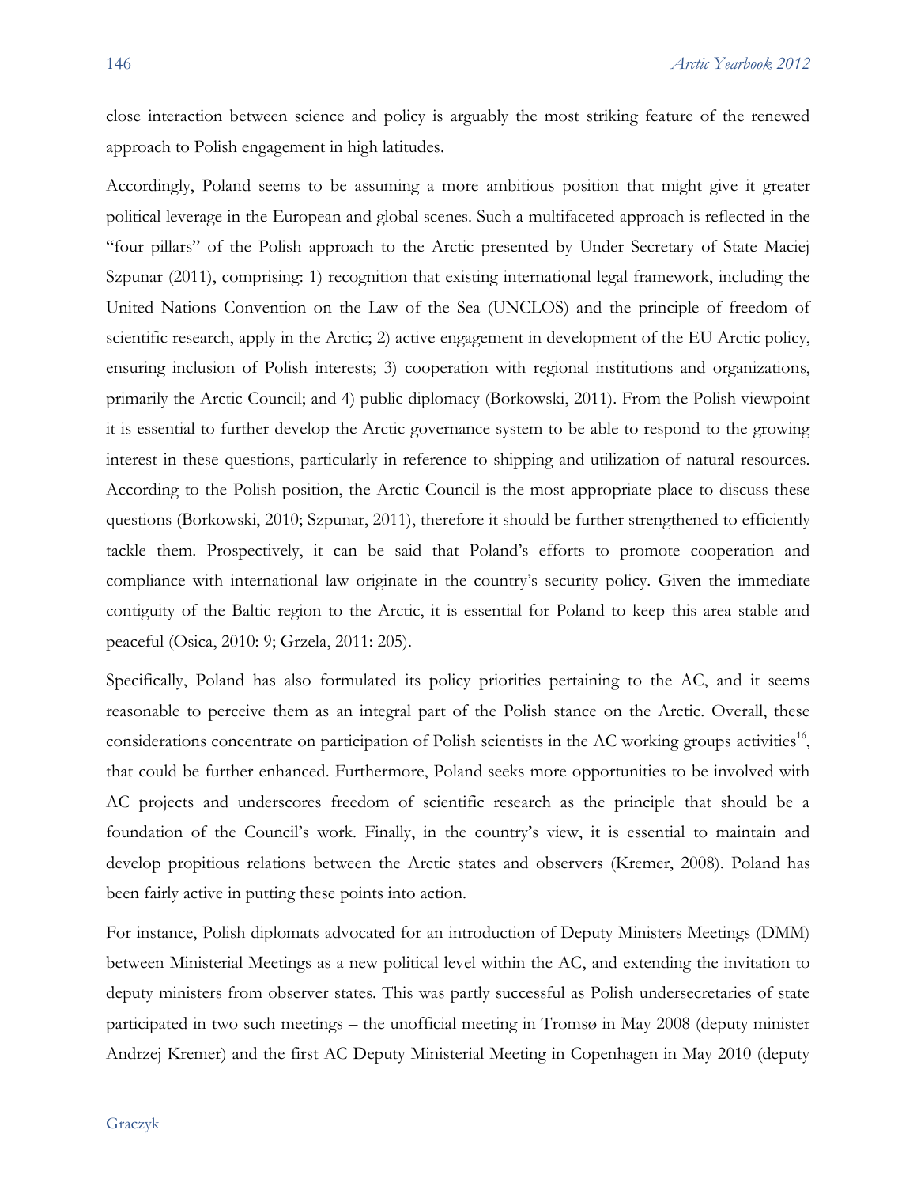close interaction between science and policy is arguably the most striking feature of the renewed approach to Polish engagement in high latitudes.

Accordingly, Poland seems to be assuming a more ambitious position that might give it greater political leverage in the European and global scenes. Such a multifaceted approach is reflected in the "four pillars" of the Polish approach to the Arctic presented by Under Secretary of State Maciej Szpunar (2011), comprising: 1) recognition that existing international legal framework, including the United Nations Convention on the Law of the Sea (UNCLOS) and the principle of freedom of scientific research, apply in the Arctic; 2) active engagement in development of the EU Arctic policy, ensuring inclusion of Polish interests; 3) cooperation with regional institutions and organizations, primarily the Arctic Council; and 4) public diplomacy (Borkowski, 2011). From the Polish viewpoint it is essential to further develop the Arctic governance system to be able to respond to the growing interest in these questions, particularly in reference to shipping and utilization of natural resources. According to the Polish position, the Arctic Council is the most appropriate place to discuss these questions (Borkowski, 2010; Szpunar, 2011), therefore it should be further strengthened to efficiently tackle them. Prospectively, it can be said that Poland's efforts to promote cooperation and compliance with international law originate in the country's security policy. Given the immediate contiguity of the Baltic region to the Arctic, it is essential for Poland to keep this area stable and peaceful (Osica, 2010: 9; Grzela, 2011: 205).

Specifically, Poland has also formulated its policy priorities pertaining to the AC, and it seems reasonable to perceive them as an integral part of the Polish stance on the Arctic. Overall, these considerations concentrate on participation of Polish scientists in the AC working groups activities[16], that could be further enhanced. Furthermore, Poland seeks more opportunities to be involved with AC projects and underscores freedom of scientific research as the principle that should be a foundation of the Council's work. Finally, in the country's view, it is essential to maintain and develop propitious relations between the Arctic states and observers (Kremer, 2008). Poland has been fairly active in putting these points into action.

For instance, Polish diplomats advocated for an introduction of Deputy Ministers Meetings (DMM) between Ministerial Meetings as a new political level within the AC, and extending the invitation to deputy ministers from observer states. This was partly successful as Polish undersecretaries of state participated in two such meetings – the unofficial meeting in Tromsø in May 2008 (deputy minister Andrzej Kremer) and the first AC Deputy Ministerial Meeting in Copenhagen in May 2010 (deputy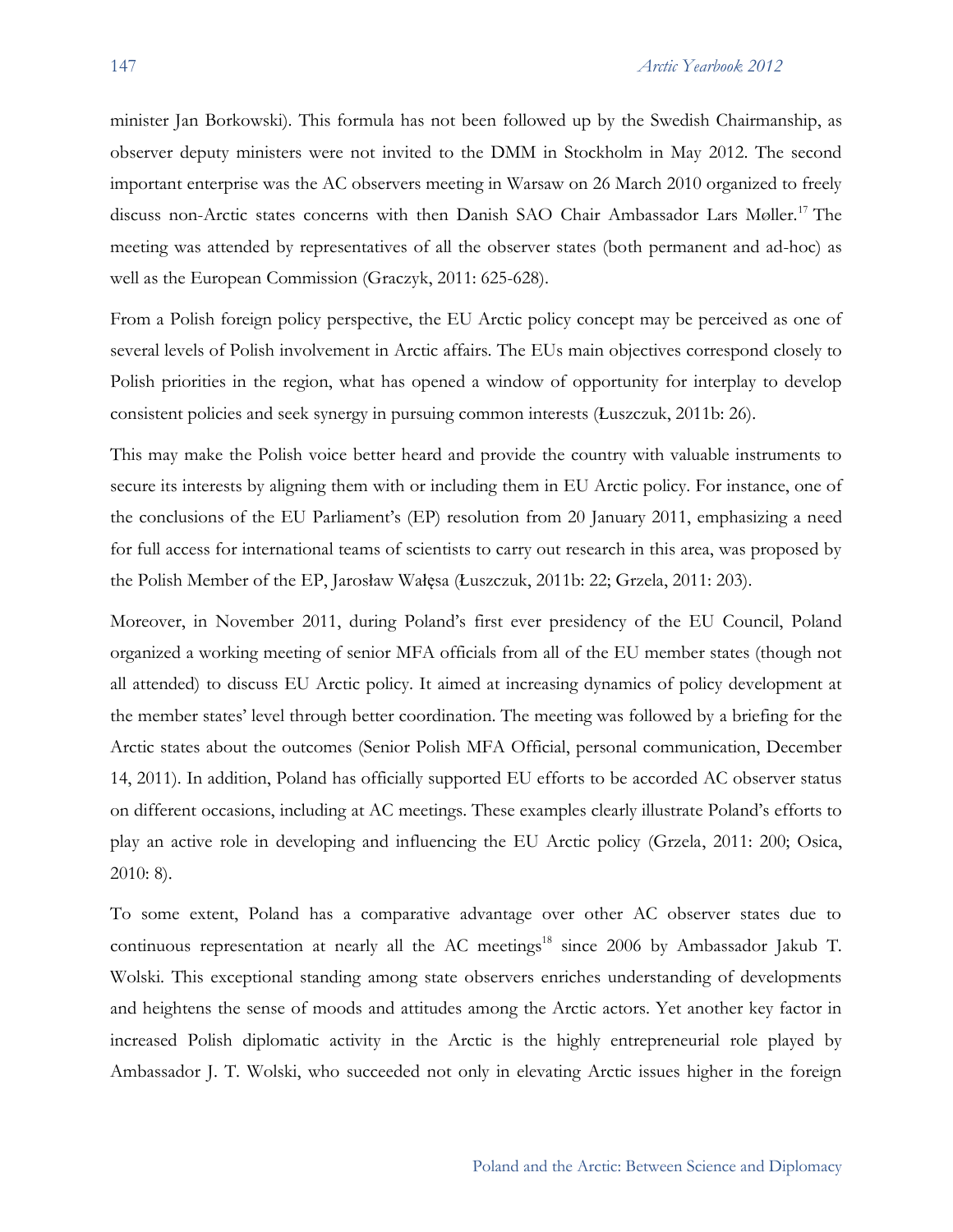minister Jan Borkowski). This formula has not been followed up by the Swedish Chairmanship, as observer deputy ministers were not invited to the DMM in Stockholm in May 2012. The second important enterprise was the AC observers meeting in Warsaw on 26 March 2010 organized to freely discuss non-Arctic states concerns with then Danish SAO Chair Ambassador Lars Møller.[17] The meeting was attended by representatives of all the observer states (both permanent and ad-hoc) as well as the European Commission (Graczyk, 2011: 625-628).

From a Polish foreign policy perspective, the EU Arctic policy concept may be perceived as one of several levels of Polish involvement in Arctic affairs. The EUs main objectives correspond closely to Polish priorities in the region, what has opened a window of opportunity for interplay to develop consistent policies and seek synergy in pursuing common interests (Łuszczuk, 2011b: 26).

This may make the Polish voice better heard and provide the country with valuable instruments to secure its interests by aligning them with or including them in EU Arctic policy. For instance, one of the conclusions of the EU Parliament's (EP) resolution from 20 January 2011, emphasizing a need for full access for international teams of scientists to carry out research in this area, was proposed by the Polish Member of the EP, Jarosław Wałęsa (Łuszczuk, 2011b: 22; Grzela, 2011: 203).

Moreover, in November 2011, during Poland's first ever presidency of the EU Council, Poland organized a working meeting of senior MFA officials from all of the EU member states (though not all attended) to discuss EU Arctic policy. It aimed at increasing dynamics of policy development at the member states' level through better coordination. The meeting was followed by a briefing for the Arctic states about the outcomes (Senior Polish MFA Official, personal communication, December 14, 2011). In addition, Poland has officially supported EU efforts to be accorded AC observer status on different occasions, including at AC meetings. These examples clearly illustrate Poland's efforts to play an active role in developing and influencing the EU Arctic policy (Grzela, 2011: 200; Osica, 2010: 8).

To some extent, Poland has a comparative advantage over other AC observer states due to continuous representation at nearly all the AC meetings[18] since 2006 by Ambassador Jakub T. Wolski. This exceptional standing among state observers enriches understanding of developments and heightens the sense of moods and attitudes among the Arctic actors. Yet another key factor in increased Polish diplomatic activity in the Arctic is the highly entrepreneurial role played by Ambassador J. T. Wolski, who succeeded not only in elevating Arctic issues higher in the foreign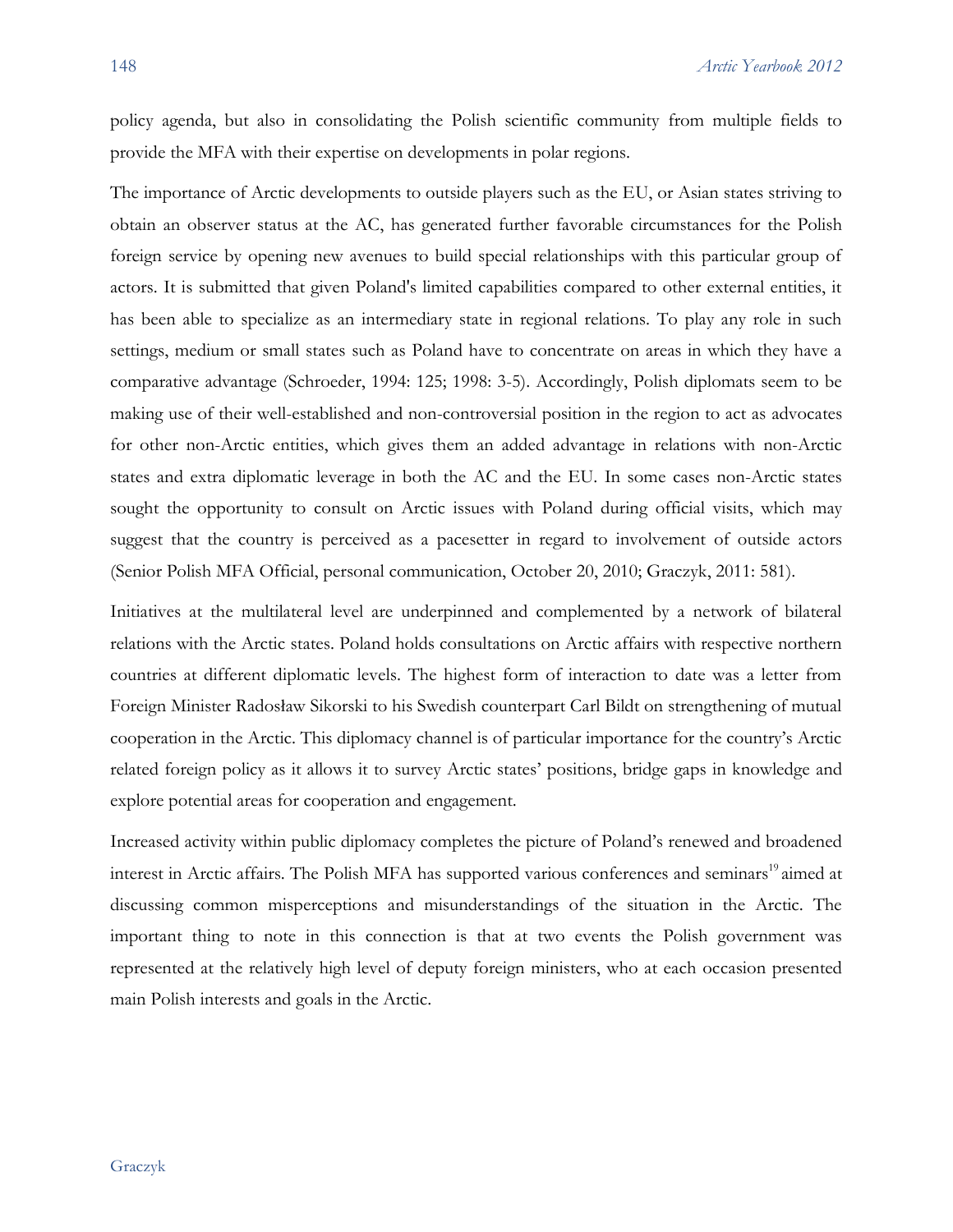policy agenda, but also in consolidating the Polish scientific community from multiple fields to provide the MFA with their expertise on developments in polar regions.

The importance of Arctic developments to outside players such as the EU, or Asian states striving to obtain an observer status at the AC, has generated further favorable circumstances for the Polish foreign service by opening new avenues to build special relationships with this particular group of actors. It is submitted that given Poland's limited capabilities compared to other external entities, it has been able to specialize as an intermediary state in regional relations. To play any role in such settings, medium or small states such as Poland have to concentrate on areas in which they have a comparative advantage (Schroeder, 1994: 125; 1998: 3-5). Accordingly, Polish diplomats seem to be making use of their well-established and non-controversial position in the region to act as advocates for other non-Arctic entities, which gives them an added advantage in relations with non-Arctic states and extra diplomatic leverage in both the AC and the EU. In some cases non-Arctic states sought the opportunity to consult on Arctic issues with Poland during official visits, which may suggest that the country is perceived as a pacesetter in regard to involvement of outside actors (Senior Polish MFA Official, personal communication, October 20, 2010; Graczyk, 2011: 581).

Initiatives at the multilateral level are underpinned and complemented by a network of bilateral relations with the Arctic states. Poland holds consultations on Arctic affairs with respective northern countries at different diplomatic levels. The highest form of interaction to date was a letter from Foreign Minister Radosław Sikorski to his Swedish counterpart Carl Bildt on strengthening of mutual cooperation in the Arctic. This diplomacy channel is of particular importance for the country's Arctic related foreign policy as it allows it to survey Arctic states' positions, bridge gaps in knowledge and explore potential areas for cooperation and engagement.

Increased activity within public diplomacy completes the picture of Poland's renewed and broadened interest in Arctic affairs. The Polish MFA has supported various conferences and seminars[19] aimed at discussing common misperceptions and misunderstandings of the situation in the Arctic. The important thing to note in this connection is that at two events the Polish government was represented at the relatively high level of deputy foreign ministers, who at each occasion presented main Polish interests and goals in the Arctic.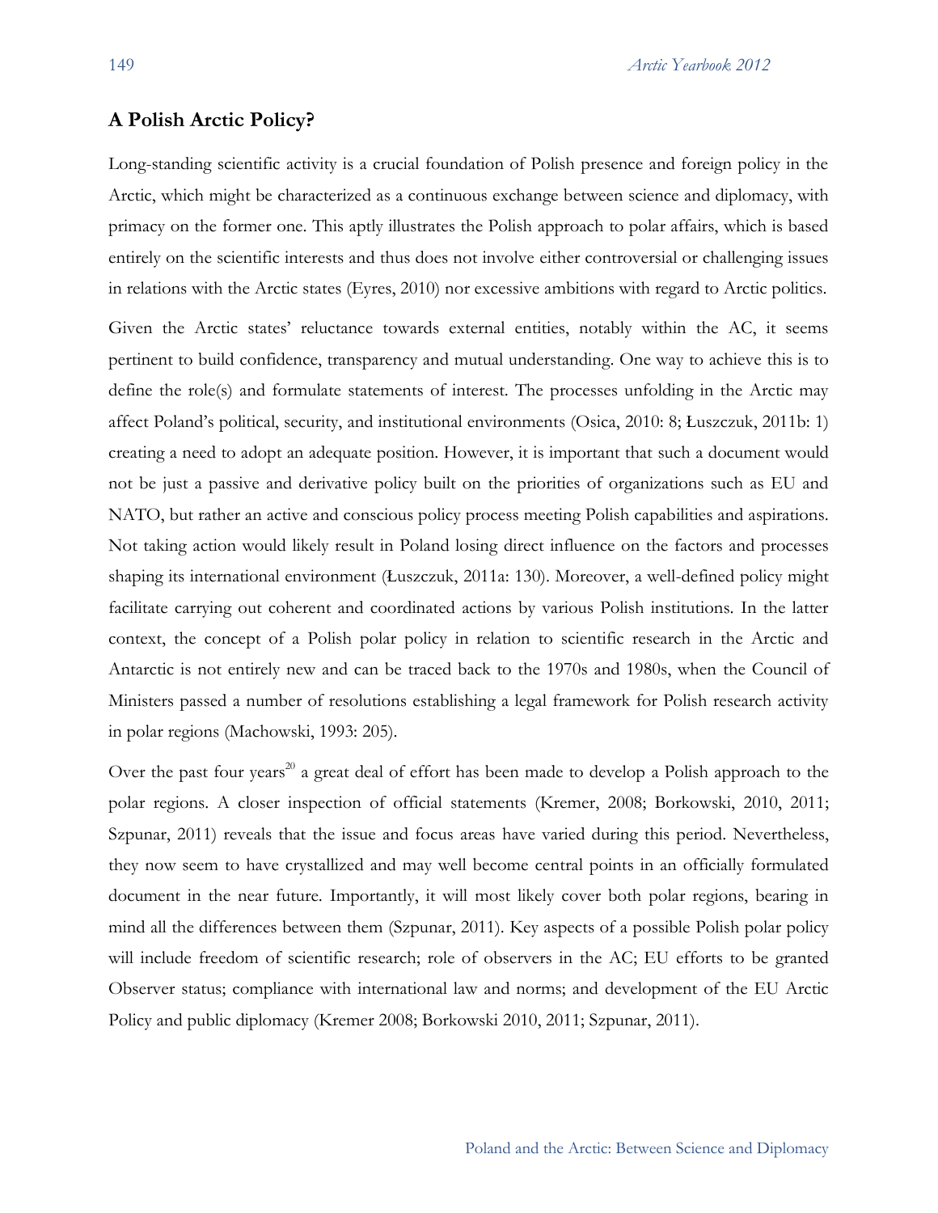## A Polish Arctic Policy?

Long-standing scientific activity is a crucial foundation of Polish presence and foreign policy in the Arctic, which might be characterized as a continuous exchange between science and diplomacy, with primacy on the former one. This aptly illustrates the Polish approach to polar affairs, which is based entirely on the scientific interests and thus does not involve either controversial or challenging issues in relations with the Arctic states (Eyres, 2010) nor excessive ambitions with regard to Arctic politics.

Given the Arctic states' reluctance towards external entities, notably within the AC, it seems pertinent to build confidence, transparency and mutual understanding. One way to achieve this is to define the role(s) and formulate statements of interest. The processes unfolding in the Arctic may affect Poland's political, security, and institutional environments (Osica, 2010: 8; Łuszczuk, 2011b: 1) creating a need to adopt an adequate position. However, it is important that such a document would not be just a passive and derivative policy built on the priorities of organizations such as EU and NATO, but rather an active and conscious policy process meeting Polish capabilities and aspirations. Not taking action would likely result in Poland losing direct influence on the factors and processes shaping its international environment (Łuszczuk, 2011a: 130). Moreover, a well-defined policy might facilitate carrying out coherent and coordinated actions by various Polish institutions. In the latter context, the concept of a Polish polar policy in relation to scientific research in the Arctic and Antarctic is not entirely new and can be traced back to the 1970s and 1980s, when the Council of Ministers passed a number of resolutions establishing a legal framework for Polish research activity in polar regions (Machowski, 1993: 205).

Over the past four years[20] a great deal of effort has been made to develop a Polish approach to the polar regions. A closer inspection of official statements (Kremer, 2008; Borkowski, 2010, 2011; Szpunar, 2011) reveals that the issue and focus areas have varied during this period. Nevertheless, they now seem to have crystallized and may well become central points in an officially formulated document in the near future. Importantly, it will most likely cover both polar regions, bearing in mind all the differences between them (Szpunar, 2011). Key aspects of a possible Polish polar policy will include freedom of scientific research; role of observers in the AC; EU efforts to be granted Observer status; compliance with international law and norms; and development of the EU Arctic Policy and public diplomacy (Kremer 2008; Borkowski 2010, 2011; Szpunar, 2011).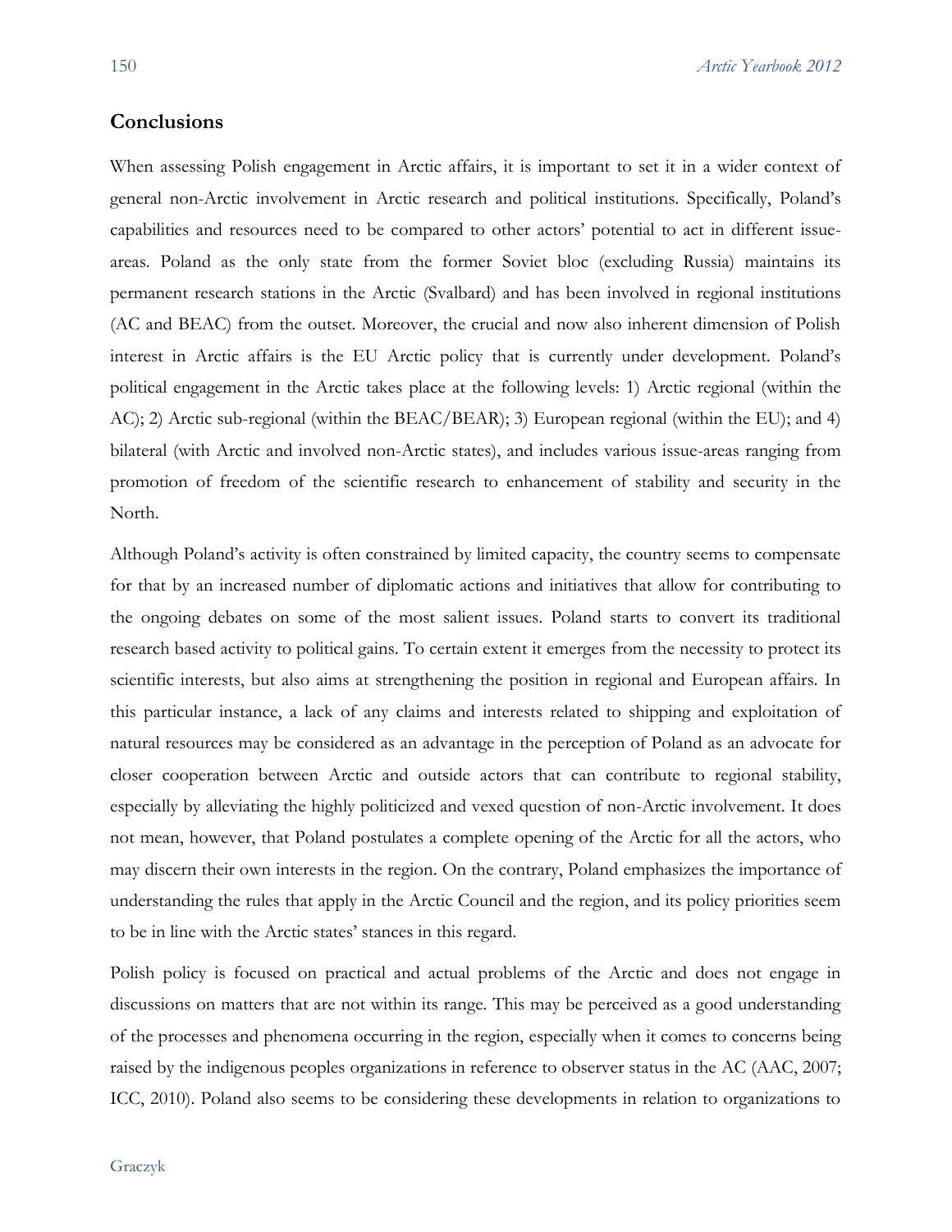## Conclusions

When assessing Polish engagement in Arctic affairs, it is important to set it in a wider context of general non-Arctic involvement in Arctic research and political institutions. Specifically, Poland's capabilities and resources need to be compared to other actors' potential to act in different issue-areas. Poland as the only state from the former Soviet bloc (excluding Russia) maintains its permanent research stations in the Arctic (Svalbard) and has been involved in regional institutions (AC and BEAC) from the outset. Moreover, the crucial and now also inherent dimension of Polish interest in Arctic affairs is the EU Arctic policy that is currently under development. Poland's political engagement in the Arctic takes place at the following levels: 1) Arctic regional (within the AC); 2) Arctic sub-regional (within the BEAC/BEAR); 3) European regional (within the EU); and 4) bilateral (with Arctic and involved non-Arctic states), and includes various issue-areas ranging from promotion of freedom of the scientific research to enhancement of stability and security in the North.

Although Poland's activity is often constrained by limited capacity, the country seems to compensate for that by an increased number of diplomatic actions and initiatives that allow for contributing to the ongoing debates on some of the most salient issues. Poland starts to convert its traditional research based activity to political gains. To certain extent it emerges from the necessity to protect its scientific interests, but also aims at strengthening the position in regional and European affairs. In this particular instance, a lack of any claims and interests related to shipping and exploitation of natural resources may be considered as an advantage in the perception of Poland as an advocate for closer cooperation between Arctic and outside actors that can contribute to regional stability, especially by alleviating the highly politicized and vexed question of non-Arctic involvement. It does not mean, however, that Poland postulates a complete opening of the Arctic for all the actors, who may discern their own interests in the region. On the contrary, Poland emphasizes the importance of understanding the rules that apply in the Arctic Council and the region, and its policy priorities seem to be in line with the Arctic states' stances in this regard.

Polish policy is focused on practical and actual problems of the Arctic and does not engage in discussions on matters that are not within its range. This may be perceived as a good understanding of the processes and phenomena occurring in the region, especially when it comes to concerns being raised by the indigenous peoples organizations in reference to observer status in the AC (AAC, 2007; ICC, 2010). Poland also seems to be considering these developments in relation to organizations to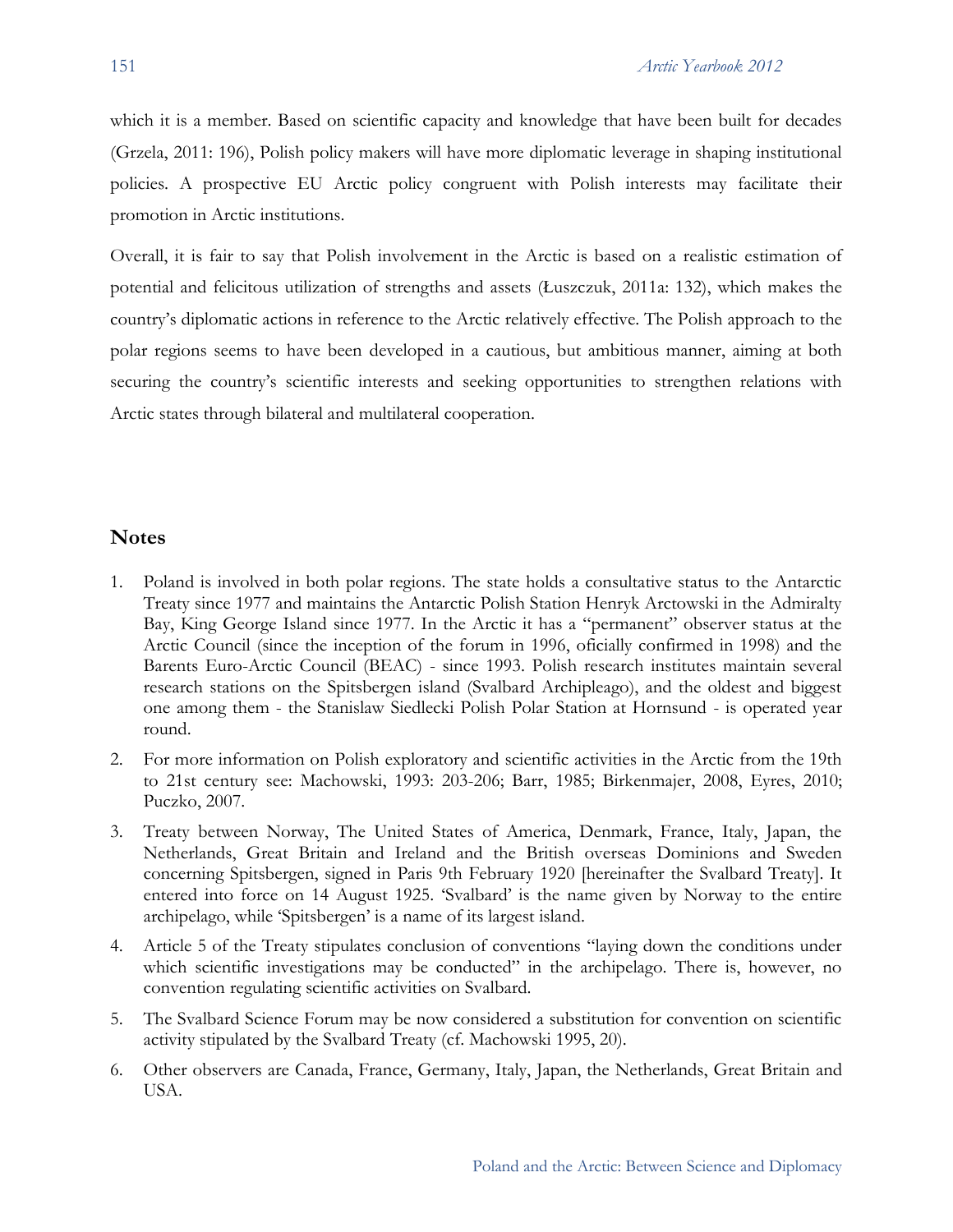which it is a member. Based on scientific capacity and knowledge that have been built for decades (Grzela, 2011: 196), Polish policy makers will have more diplomatic leverage in shaping institutional policies. A prospective EU Arctic policy congruent with Polish interests may facilitate their promotion in Arctic institutions.

Overall, it is fair to say that Polish involvement in the Arctic is based on a realistic estimation of potential and felicitous utilization of strengths and assets (Łuszczuk, 2011a: 132), which makes the country's diplomatic actions in reference to the Arctic relatively effective. The Polish approach to the polar regions seems to have been developed in a cautious, but ambitious manner, aiming at both securing the country's scientific interests and seeking opportunities to strengthen relations with Arctic states through bilateral and multilateral cooperation.

## Notes

1. Poland is involved in both polar regions. The state holds a consultative status to the Antarctic Treaty since 1977 and maintains the Antarctic Polish Station Henryk Arctowski in the Admiralty Bay, King George Island since 1977. In the Arctic it has a "permanent" observer status at the Arctic Council (since the inception of the forum in 1996, oficially confirmed in 1998) and the Barents Euro-Arctic Council (BEAC) - since 1993. Polish research institutes maintain several research stations on the Spitsbergen island (Svalbard Archipleago), and the oldest and biggest one among them - the Stanislaw Siedlecki Polish Polar Station at Hornsund - is operated year round.
2. For more information on Polish exploratory and scientific activities in the Arctic from the 19th to 21st century see: Machowski, 1993: 203-206; Barr, 1985; Birkenmajer, 2008, Eyres, 2010; Puczko, 2007.
3. Treaty between Norway, The United States of America, Denmark, France, Italy, Japan, the Netherlands, Great Britain and Ireland and the British overseas Dominions and Sweden concerning Spitsbergen, signed in Paris 9th February 1920 [hereinafter the Svalbard Treaty]. It entered into force on 14 August 1925. 'Svalbard' is the name given by Norway to the entire archipelago, while 'Spitsbergen' is a name of its largest island.
4. Article 5 of the Treaty stipulates conclusion of conventions "laying down the conditions under which scientific investigations may be conducted" in the archipelago. There is, however, no convention regulating scientific activities on Svalbard.
5. The Svalbard Science Forum may be now considered a substitution for convention on scientific activity stipulated by the Svalbard Treaty (cf. Machowski 1995, 20).
6. Other observers are Canada, France, Germany, Italy, Japan, the Netherlands, Great Britain and USA.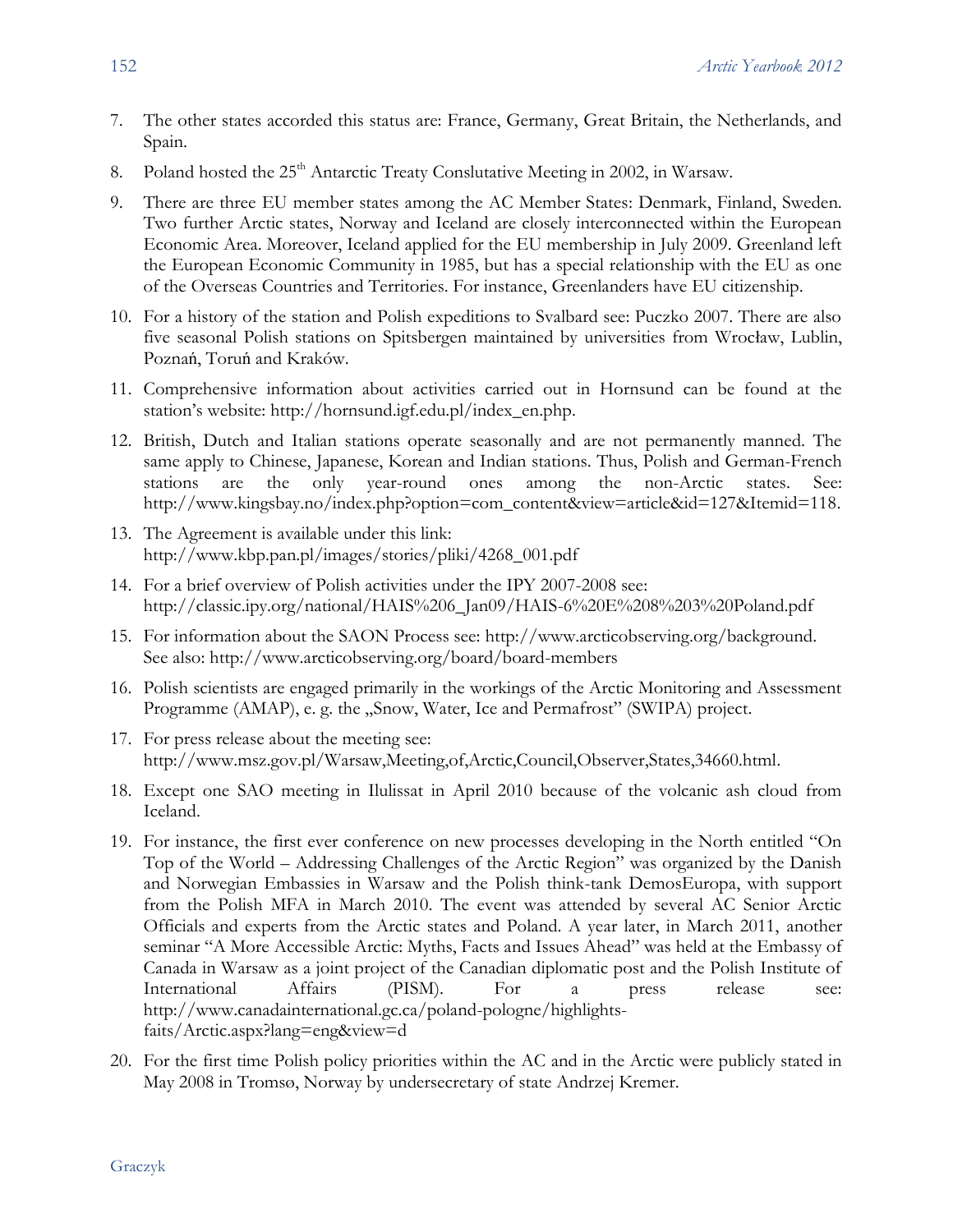7. The other states accorded this status are: France, Germany, Great Britain, the Netherlands, and Spain.

8. Poland hosted the 25th Antarctic Treaty Conslutative Meeting in 2002, in Warsaw.

9. There are three EU member states among the AC Member States: Denmark, Finland, Sweden. Two further Arctic states, Norway and Iceland are closely interconnected within the European Economic Area. Moreover, Iceland applied for the EU membership in July 2009. Greenland left the European Economic Community in 1985, but has a special relationship with the EU as one of the Overseas Countries and Territories. For instance, Greenlanders have EU citizenship.

10. For a history of the station and Polish expeditions to Svalbard see: Puczko 2007. There are also five seasonal Polish stations on Spitsbergen maintained by universities from Wrocław, Lublin, Poznań, Toruń and Kraków.

11. Comprehensive information about activities carried out in Hornsund can be found at the station's website: http://hornsund.igf.edu.pl/index_en.php.

12. British, Dutch and Italian stations operate seasonally and are not permanently manned. The same apply to Chinese, Japanese, Korean and Indian stations. Thus, Polish and German-French stations are the only year-round ones among the non-Arctic states. See: http://www.kingsbay.no/index.php?option=com_content&view=article&id=127&Itemid=118.

13. The Agreement is available under this link: http://www.kbp.pan.pl/images/stories/pliki/4268_001.pdf

14. For a brief overview of Polish activities under the IPY 2007-2008 see: http://classic.ipy.org/national/HAIS%206_Jan09/HAIS-6%20E%208%203%20Poland.pdf

15. For information about the SAON Process see: http://www.arcticobserving.org/background. See also: http://www.arcticobserving.org/board/board-members

16. Polish scientists are engaged primarily in the workings of the Arctic Monitoring and Assessment Programme (AMAP), e. g. the „Snow, Water, Ice and Permafrost" (SWIPA) project.

17. For press release about the meeting see: http://www.msz.gov.pl/Warsaw,Meeting,of,Arctic,Council,Observer,States,34660.html.

18. Except one SAO meeting in Ilulissat in April 2010 because of the volcanic ash cloud from Iceland.

19. For instance, the first ever conference on new processes developing in the North entitled "On Top of the World – Addressing Challenges of the Arctic Region" was organized by the Danish and Norwegian Embassies in Warsaw and the Polish think-tank DemosEuropa, with support from the Polish MFA in March 2010. The event was attended by several AC Senior Arctic Officials and experts from the Arctic states and Poland. A year later, in March 2011, another seminar "A More Accessible Arctic: Myths, Facts and Issues Ahead" was held at the Embassy of Canada in Warsaw as a joint project of the Canadian diplomatic post and the Polish Institute of International Affairs (PISM). For a press release see: http://www.canadainternational.gc.ca/poland-pologne/highlights-faits/Arctic.aspx?lang=eng&view=d

20. For the first time Polish policy priorities within the AC and in the Arctic were publicly stated in May 2008 in Tromsø, Norway by undersecretary of state Andrzej Kremer.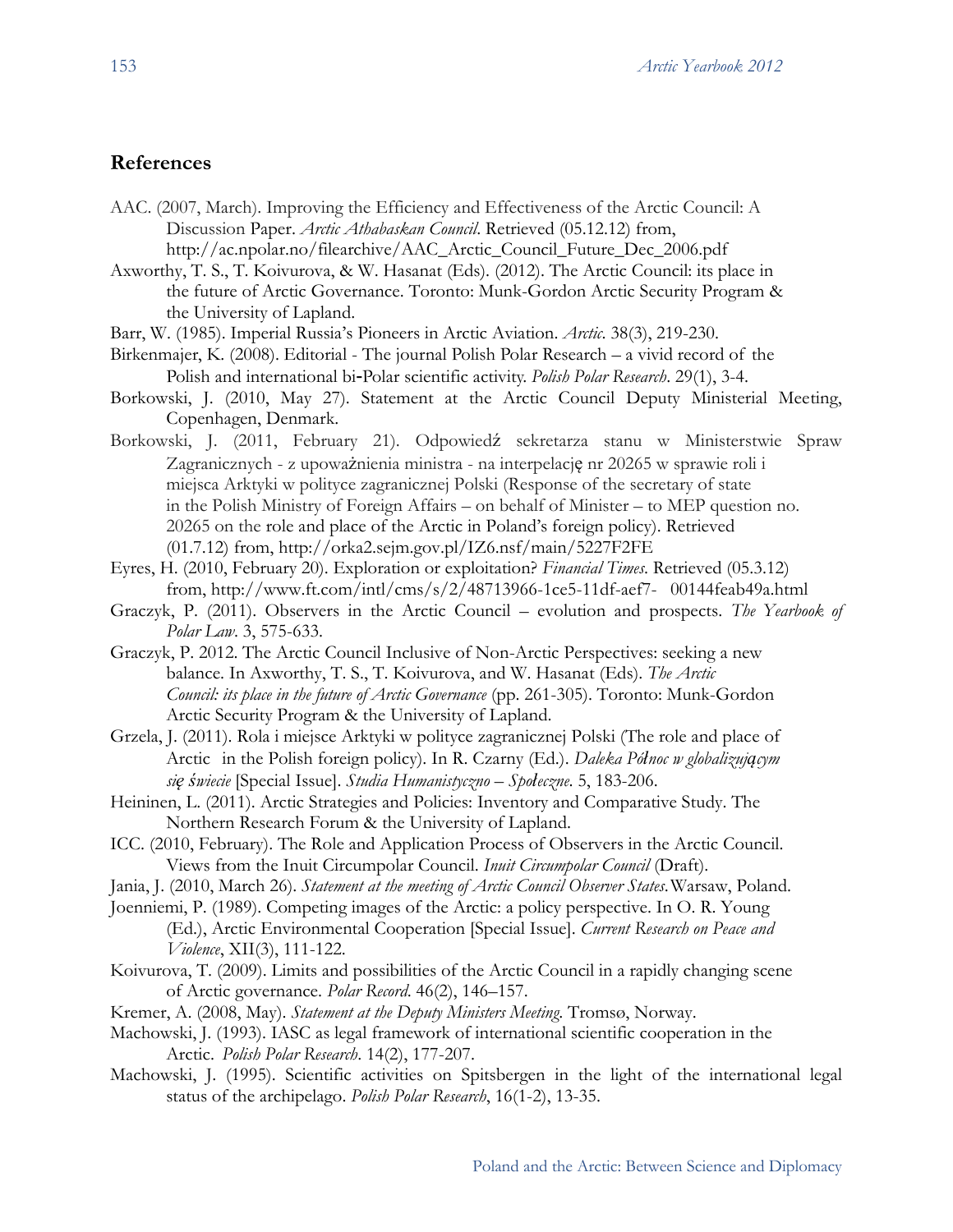## References

AAC. (2007, March). Improving the Efficiency and Effectiveness of the Arctic Council: A Discussion Paper. *Arctic Athabaskan Council*. Retrieved (05.12.12) from, http://ac.npolar.no/filearchive/AAC_Arctic_Council_Future_Dec_2006.pdf

Axworthy, T. S., T. Koivurova, & W. Hasanat (Eds). (2012). The Arctic Council: its place in the future of Arctic Governance. Toronto: Munk-Gordon Arctic Security Program & the University of Lapland.

Barr, W. (1985). Imperial Russia's Pioneers in Arctic Aviation. *Arctic*. 38(3), 219-230.

Birkenmajer, K. (2008). Editorial - The journal Polish Polar Research – a vivid record of the Polish and international bi-Polar scientific activity. *Polish Polar Research*. 29(1), 3-4.

Borkowski, J. (2010, May 27). Statement at the Arctic Council Deputy Ministerial Meeting, Copenhagen, Denmark.

Borkowski, J. (2011, February 21). Odpowiedź sekretarza stanu w Ministerstwie Spraw Zagranicznych - z upoważnienia ministra - na interpelację nr 20265 w sprawie roli i miejsca Arktyki w polityce zagranicznej Polski (Response of the secretary of state in the Polish Ministry of Foreign Affairs – on behalf of Minister – to MEP question no. 20265 on the role and place of the Arctic in Poland's foreign policy). Retrieved (01.7.12) from, http://orka2.sejm.gov.pl/IZ6.nsf/main/5227F2FE

Eyres, H. (2010, February 20). Exploration or exploitation? *Financial Times*. Retrieved (05.3.12) from, http://www.ft.com/intl/cms/s/2/48713966-1ce5-11df-aef7- 00144feab49a.html

Graczyk, P. (2011). Observers in the Arctic Council – evolution and prospects. *The Yearbook of Polar Law*. 3, 575-633.

Graczyk, P. 2012. The Arctic Council Inclusive of Non-Arctic Perspectives: seeking a new balance. In Axworthy, T. S., T. Koivurova, and W. Hasanat (Eds). *The Arctic Council: its place in the future of Arctic Governance* (pp. 261-305). Toronto: Munk-Gordon Arctic Security Program & the University of Lapland.

Grzela, J. (2011). Rola i miejsce Arktyki w polityce zagranicznej Polski (The role and place of Arctic in the Polish foreign policy). In R. Czarny (Ed.). *Daleka Północ w globalizującym się świecie* [Special Issue]. *Studia Humanistyczno – Społeczne*. 5, 183-206.

Heininen, L. (2011). Arctic Strategies and Policies: Inventory and Comparative Study. The Northern Research Forum & the University of Lapland.

ICC. (2010, February). The Role and Application Process of Observers in the Arctic Council. Views from the Inuit Circumpolar Council. *Inuit Circumpolar Council* (Draft).

Jania, J. (2010, March 26). *Statement at the meeting of Arctic Council Observer States*. Warsaw, Poland.

Joenniemi, P. (1989). Competing images of the Arctic: a policy perspective. In O. R. Young (Ed.), Arctic Environmental Cooperation [Special Issue]. *Current Research on Peace and Violence*, XII(3), 111-122.

Koivurova, T. (2009). Limits and possibilities of the Arctic Council in a rapidly changing scene of Arctic governance. *Polar Record*. 46(2), 146–157.

Kremer, A. (2008, May). *Statement at the Deputy Ministers Meeting*. Tromsø, Norway.

Machowski, J. (1993). IASC as legal framework of international scientific cooperation in the Arctic. *Polish Polar Research*. 14(2), 177-207.

Machowski, J. (1995). Scientific activities on Spitsbergen in the light of the international legal status of the archipelago. *Polish Polar Research*, 16(1-2), 13-35.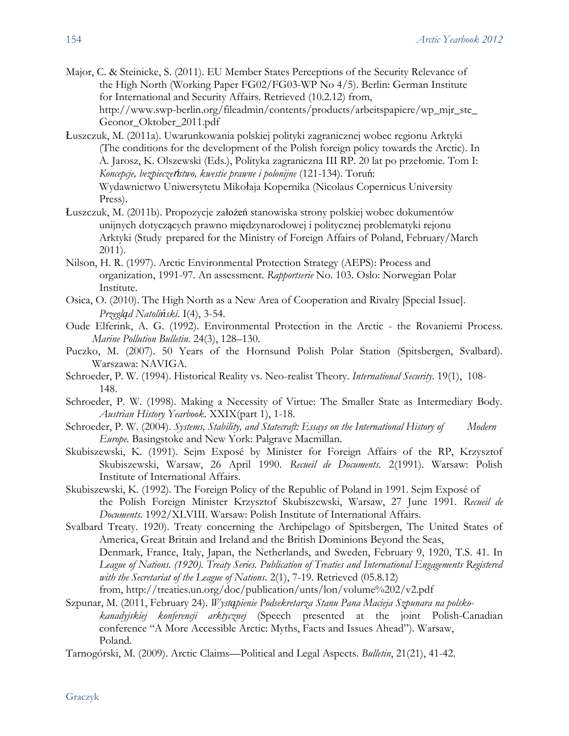Major, C. & Steinicke, S. (2011). EU Member States Perceptions of the Security Relevance of the High North (Working Paper FG02/FG03-WP No 4/5). Berlin: German Institute for International and Security Affairs. Retrieved (10.2.12) from, http://www.swp-berlin.org/fileadmin/contents/products/arbeitspapiere/wp_mjr_ste_Geonor_Oktober_2011.pdf

Łuszczuk, M. (2011a). Uwarunkowania polskiej polityki zagranicznej wobec regionu Arktyki (The conditions for the development of the Polish foreign policy towards the Arctic). In A. Jarosz, K. Olszewski (Eds.), Polityka zagraniczna III RP. 20 lat po przełomie. Tom I: *Koncepcje, bezpieczeństwo, kwestie prawne i polonijne* (121-134). Toruń: Wydawnictwo Uniwersytetu Mikołaja Kopernika (Nicolaus Copernicus University Press).

Łuszczuk, M. (2011b). Propozycje założeń stanowiska strony polskiej wobec dokumentów unijnych dotyczących prawno międzynarodowej i politycznej problematyki rejonu Arktyki (Study prepared for the Ministry of Foreign Affairs of Poland, February/March 2011).

Nilson, H. R. (1997). Arctic Environmental Protection Strategy (AEPS): Process and organization, 1991-97. An assessment. *Rapportserie* No. 103. Oslo: Norwegian Polar Institute.

Osica, O. (2010). The High North as a New Area of Cooperation and Rivalry [Special Issue]. *Przegląd Natoliński*. I(4), 3-54.

Oude Elferink, A. G. (1992). Environmental Protection in the Arctic - the Rovaniemi Process. *Marine Pollution Bulletin*. 24(3), 128–130.

Puczko, M. (2007). 50 Years of the Hornsund Polish Polar Station (Spitsbergen, Svalbard). Warszawa: NAVIGA.

Schroeder, P. W. (1994). Historical Reality vs. Neo-realist Theory. *International Security*. 19(1), 108-148.

Schroeder, P. W. (1998). Making a Necessity of Virtue: The Smaller State as Intermediary Body. *Austrian History Yearbook*. XXIX(part 1), 1-18.

Schroeder, P. W. (2004). *Systems, Stability, and Statecraft: Essays on the International History of Modern Europe.* Basingstoke and New York: Palgrave Macmillan.

Skubiszewski, K. (1991). Sejm Exposé by Minister for Foreign Affairs of the RP, Krzysztof Skubiszewski, Warsaw, 26 April 1990. *Recueil de Documents*. 2(1991). Warsaw: Polish Institute of International Affairs.

Skubiszewski, K. (1992). The Foreign Policy of the Republic of Poland in 1991. Sejm Exposé of the Polish Foreign Minister Krzysztof Skubiszewski, Warsaw, 27 June 1991. *Recueil de Documents*. 1992/XLVIII. Warsaw: Polish Institute of International Affairs.

Svalbard Treaty. 1920). Treaty concerning the Archipelago of Spitsbergen, The United States of America, Great Britain and Ireland and the British Dominions Beyond the Seas, Denmark, France, Italy, Japan, the Netherlands, and Sweden, February 9, 1920, T.S. 41. In *League of Nations. (1920). Treaty Series. Publication of Treaties and International Engagements Registered with the Secretariat of the League of Nations*. 2(1), 7-19. Retrieved (05.8.12) from, http://treaties.un.org/doc/publication/unts/lon/volume%202/v2.pdf

Szpunar, M. (2011, February 24). *Wystąpienie Podsekretarza Stanu Pana Macieja Szpunara na polsko-kanadyjskiej konferencji arktycznej* (Speech presented at the joint Polish-Canadian conference "A More Accessible Arctic: Myths, Facts and Issues Ahead"). Warsaw, Poland.

Tarnogórski, M. (2009). Arctic Claims—Political and Legal Aspects. *Bulletin*, 21(21), 41-42.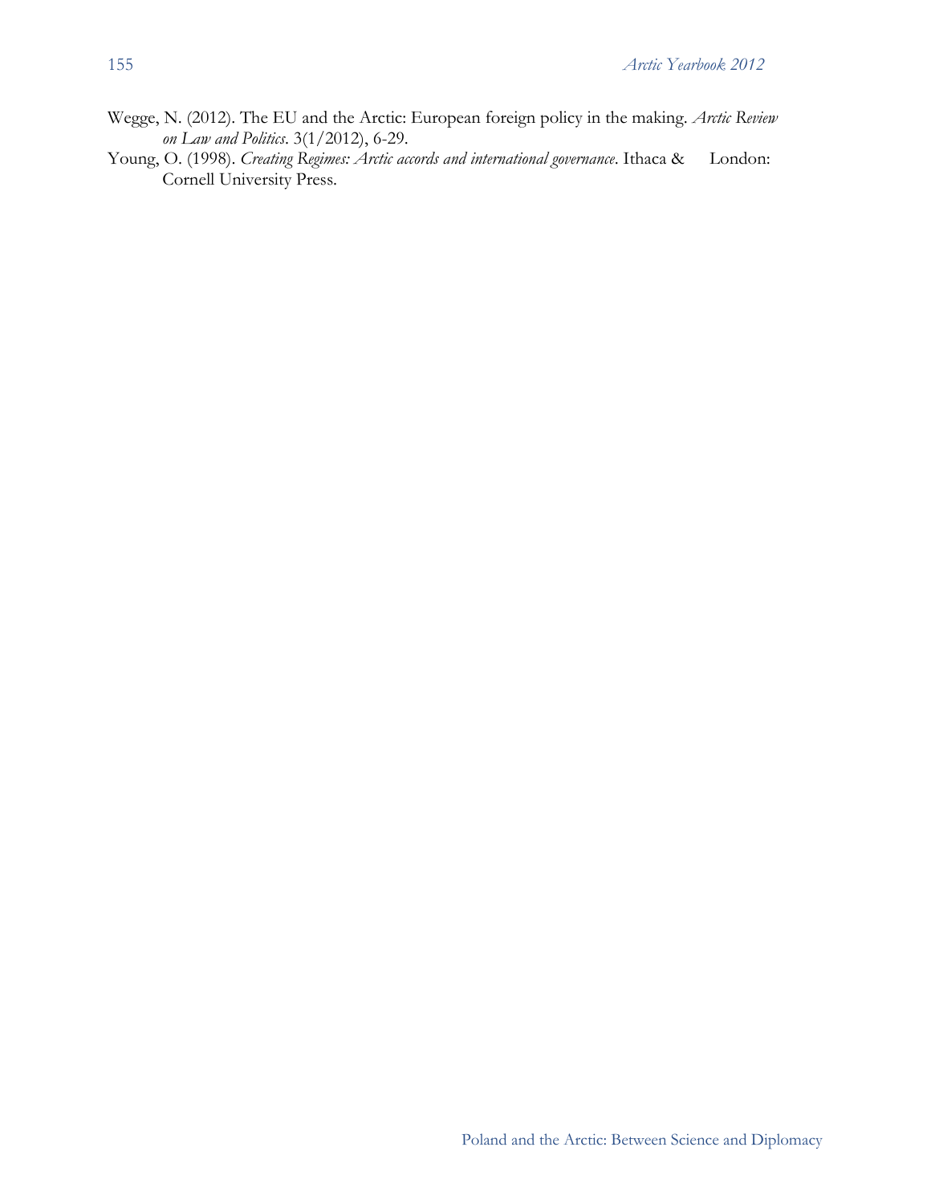Wegge, N. (2012). The EU and the Arctic: European foreign policy in the making. *Arctic Review on Law and Politics*. 3(1/2012), 6-29.

Young, O. (1998). *Creating Regimes: Arctic accords and international governance*. Ithaca & London: Cornell University Press.